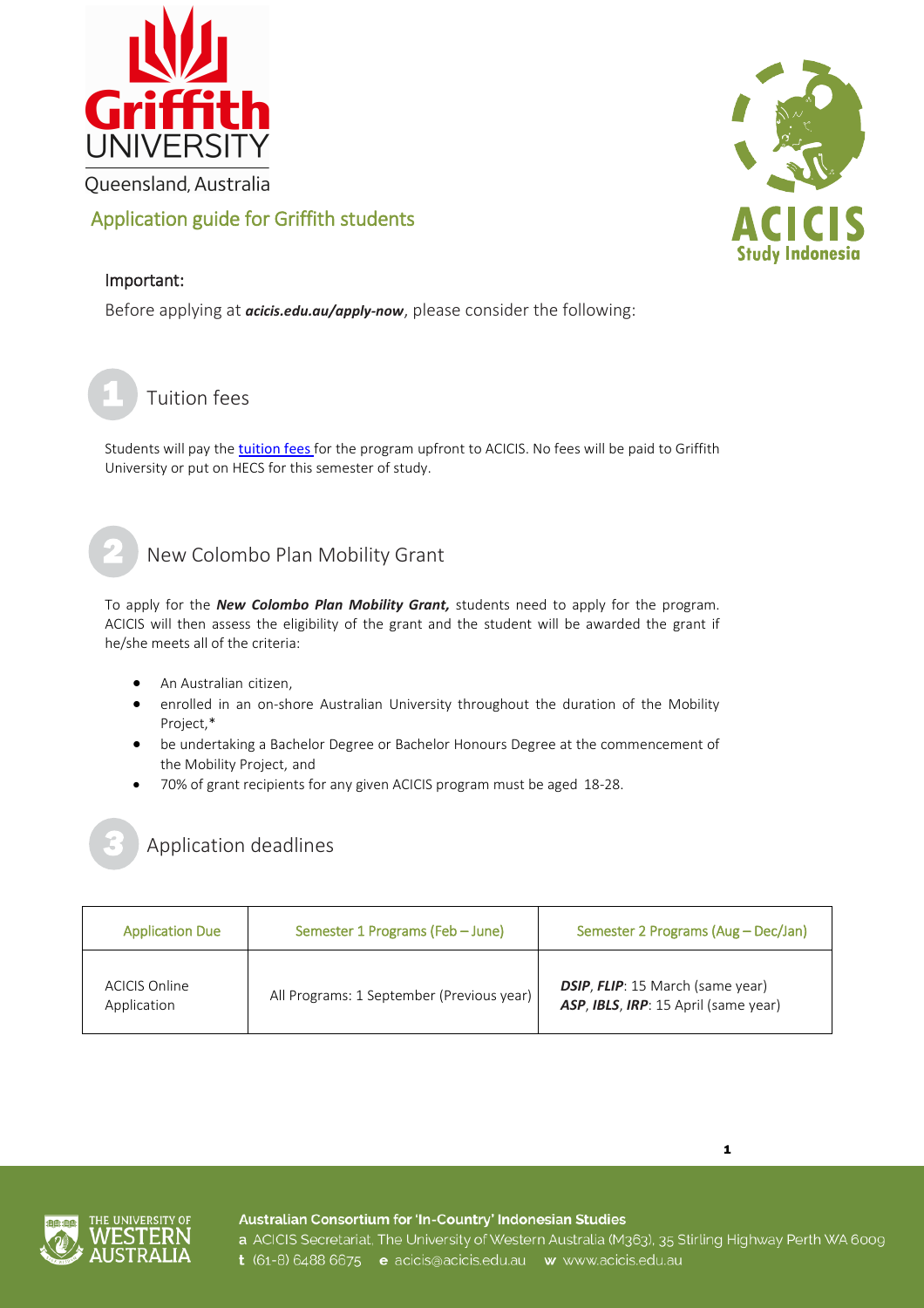Queensland, Australia

# Application guide for Griffith students

## Important:

Before applying at ***acicis.edu.au/apply-now***, please consider the following:

## 1 Tuition fees

Students will pay the tuition fees for the program upfront to ACICIS. No fees will be paid to Griffith University or put on HECS for this semester of study.

## 2 New Colombo Plan Mobility Grant

To apply for the ***New Colombo Plan Mobility Grant,*** students need to apply for the program. ACICIS will then assess the eligibility of the grant and the student will be awarded the grant if he/she meets all of the criteria:

- An Australian citizen,
- enrolled in an on-shore Australian University throughout the duration of the Mobility Project,*
- be undertaking a Bachelor Degree or Bachelor Honours Degree at the commencement of the Mobility Project, and
- 70% of grant recipients for any given ACICIS program must be aged 18-28.

## 3 Application deadlines

| Application Due | Semester 1 Programs (Feb – June) | Semester 2 Programs (Aug – Dec/Jan) |
|---|---|---|
| ACICIS Online Application | All Programs: 1 September (Previous year) | ***DSIP***, ***FLIP***: 15 March (same year)<br>***ASP***, ***IBLS***, ***IRP***: 15 April (same year) |

**Australian Consortium for 'In-Country' Indonesian Studies**
a ACICIS Secretariat, The University of Western Australia (M363), 35 Stirling Highway Perth WA 6009
t (61-8) 6488 6675 e acicis@acicis.edu.au w www.acicis.edu.au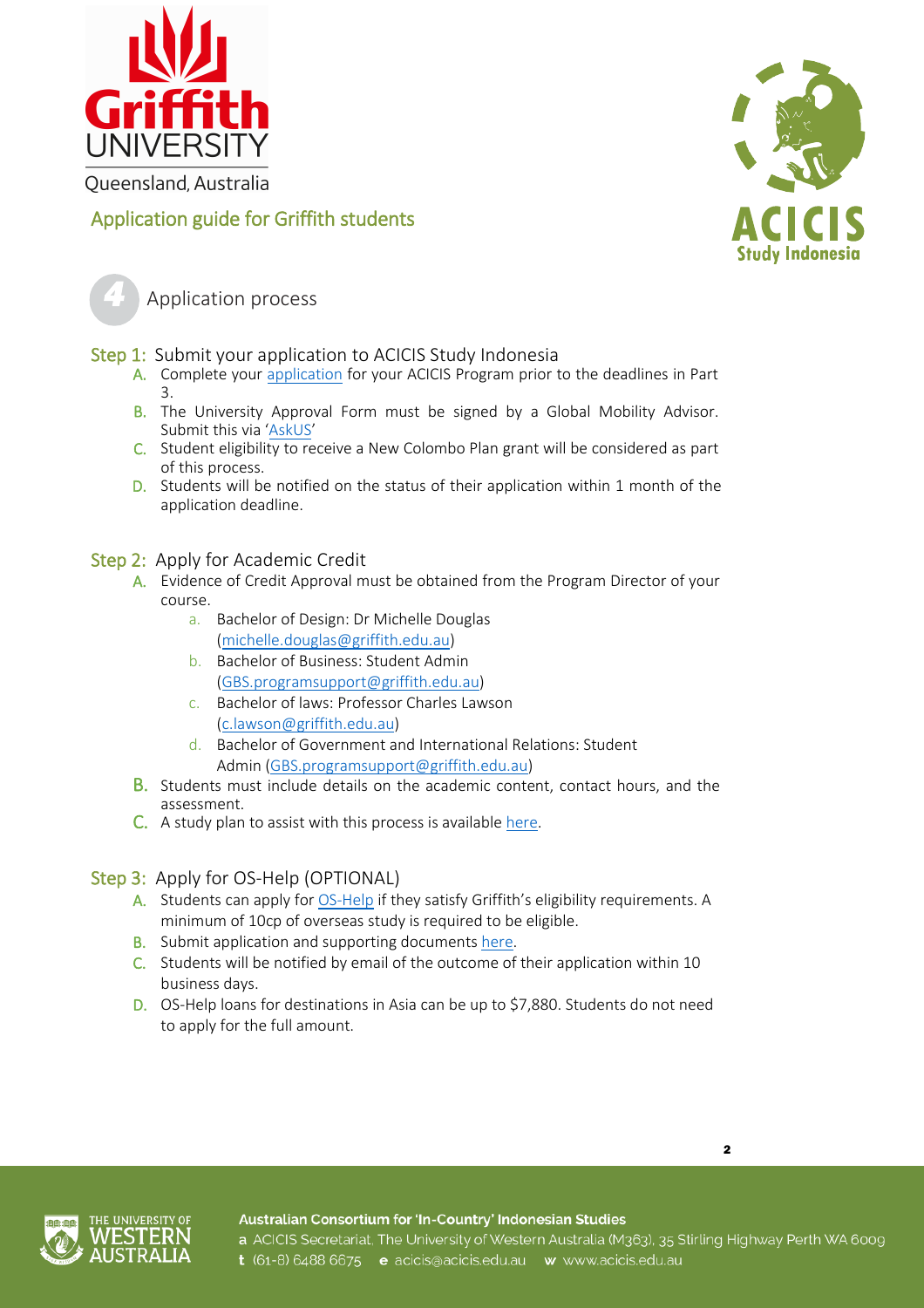Application guide for Griffith students

## 4 Application process

### Step 1: Submit your application to ACICIS Study Indonesia

A. Complete your application for your ACICIS Program prior to the deadlines in Part 3.
B. The University Approval Form must be signed by a Global Mobility Advisor. Submit this via 'AskUS'
C. Student eligibility to receive a New Colombo Plan grant will be considered as part of this process.
D. Students will be notified on the status of their application within 1 month of the application deadline.

### Step 2: Apply for Academic Credit

A. Evidence of Credit Approval must be obtained from the Program Director of your course.
   a. Bachelor of Design: Dr Michelle Douglas (michelle.douglas@griffith.edu.au)
   b. Bachelor of Business: Student Admin (GBS.programsupport@griffith.edu.au)
   c. Bachelor of laws: Professor Charles Lawson (c.lawson@griffith.edu.au)
   d. Bachelor of Government and International Relations: Student Admin (GBS.programsupport@griffith.edu.au)
B. Students must include details on the academic content, contact hours, and the assessment.
C. A study plan to assist with this process is available here.

### Step 3: Apply for OS-Help (OPTIONAL)

A. Students can apply for OS-Help if they satisfy Griffith's eligibility requirements. A minimum of 10cp of overseas study is required to be eligible.
B. Submit application and supporting documents here.
C. Students will be notified by email of the outcome of their application within 10 business days.
D. OS-Help loans for destinations in Asia can be up to $7,880. Students do not need to apply for the full amount.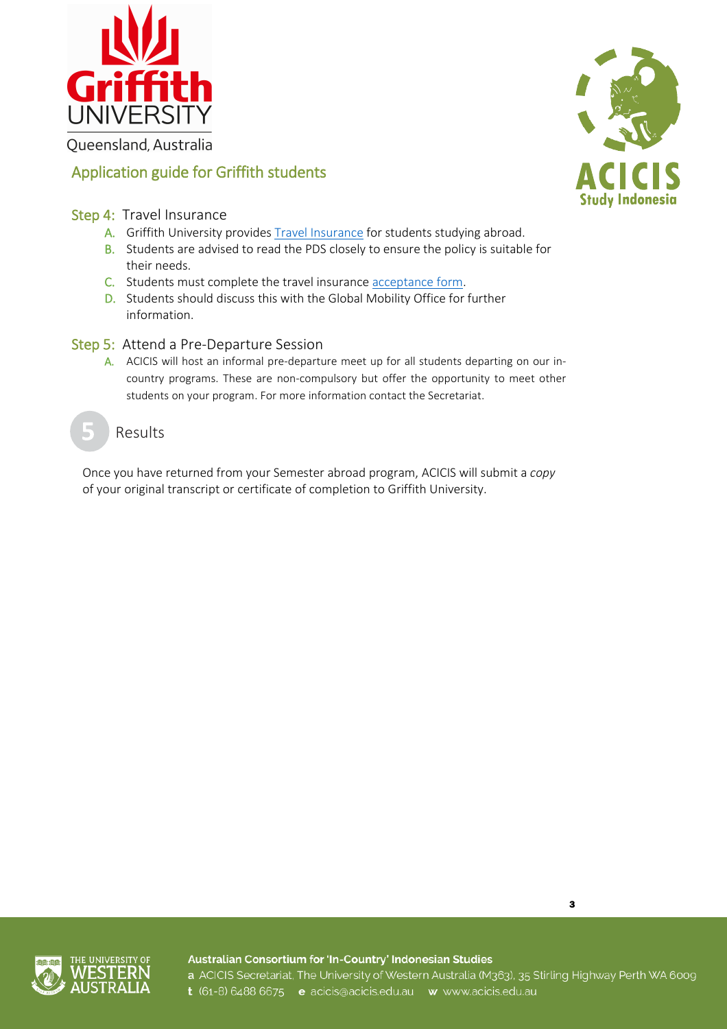## Application guide for Griffith students

### Step 4: Travel Insurance

A. Griffith University provides Travel Insurance for students studying abroad.

B. Students are advised to read the PDS closely to ensure the policy is suitable for their needs.

C. Students must complete the travel insurance acceptance form.

D. Students should discuss this with the Global Mobility Office for further information.

### Step 5: Attend a Pre-Departure Session

A. ACICIS will host an informal pre-departure meet up for all students departing on our in-country programs. These are non-compulsory but offer the opportunity to meet other students on your program. For more information contact the Secretariat.

## 5 Results

Once you have returned from your Semester abroad program, ACICIS will submit a *copy* of your original transcript or certificate of completion to Griffith University.